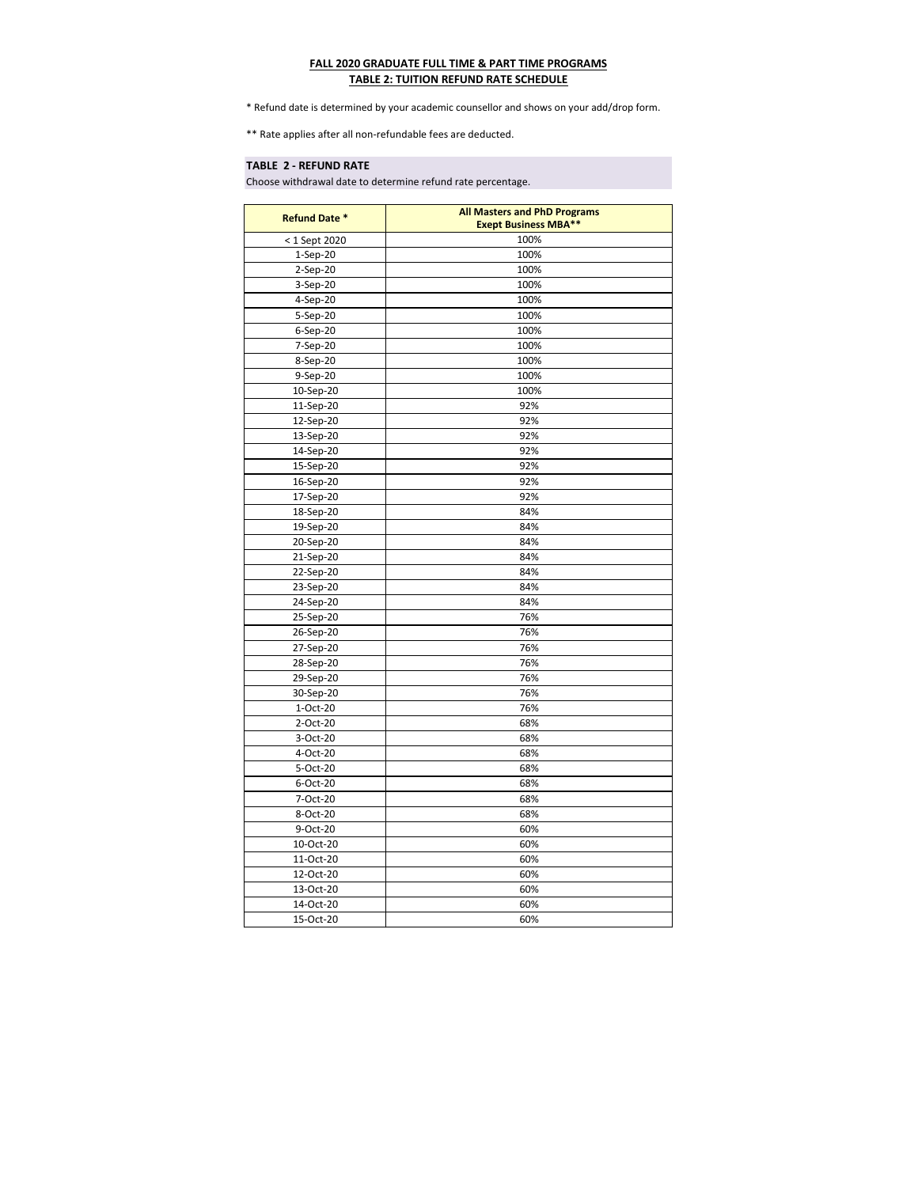**FALL 2020 GRADUATE FULL TIME & PART TIME PROGRAMS**

**TABLE 2: TUITION REFUND RATE SCHEDULE**

* Refund date is determined by your academic counsellor and shows on your add/drop form.

** Rate applies after all non-refundable fees are deducted.

**TABLE 2 - REFUND RATE**

Choose withdrawal date to determine refund rate percentage.

| Refund Date * | All Masters and PhD Programs Exept Business MBA** |
|---|---|
| < 1 Sept 2020 | 100% |
| 1-Sep-20 | 100% |
| 2-Sep-20 | 100% |
| 3-Sep-20 | 100% |
| 4-Sep-20 | 100% |
| 5-Sep-20 | 100% |
| 6-Sep-20 | 100% |
| 7-Sep-20 | 100% |
| 8-Sep-20 | 100% |
| 9-Sep-20 | 100% |
| 10-Sep-20 | 100% |
| 11-Sep-20 | 92% |
| 12-Sep-20 | 92% |
| 13-Sep-20 | 92% |
| 14-Sep-20 | 92% |
| 15-Sep-20 | 92% |
| 16-Sep-20 | 92% |
| 17-Sep-20 | 92% |
| 18-Sep-20 | 84% |
| 19-Sep-20 | 84% |
| 20-Sep-20 | 84% |
| 21-Sep-20 | 84% |
| 22-Sep-20 | 84% |
| 23-Sep-20 | 84% |
| 24-Sep-20 | 84% |
| 25-Sep-20 | 76% |
| 26-Sep-20 | 76% |
| 27-Sep-20 | 76% |
| 28-Sep-20 | 76% |
| 29-Sep-20 | 76% |
| 30-Sep-20 | 76% |
| 1-Oct-20 | 76% |
| 2-Oct-20 | 68% |
| 3-Oct-20 | 68% |
| 4-Oct-20 | 68% |
| 5-Oct-20 | 68% |
| 6-Oct-20 | 68% |
| 7-Oct-20 | 68% |
| 8-Oct-20 | 68% |
| 9-Oct-20 | 60% |
| 10-Oct-20 | 60% |
| 11-Oct-20 | 60% |
| 12-Oct-20 | 60% |
| 13-Oct-20 | 60% |
| 14-Oct-20 | 60% |
| 15-Oct-20 | 60% |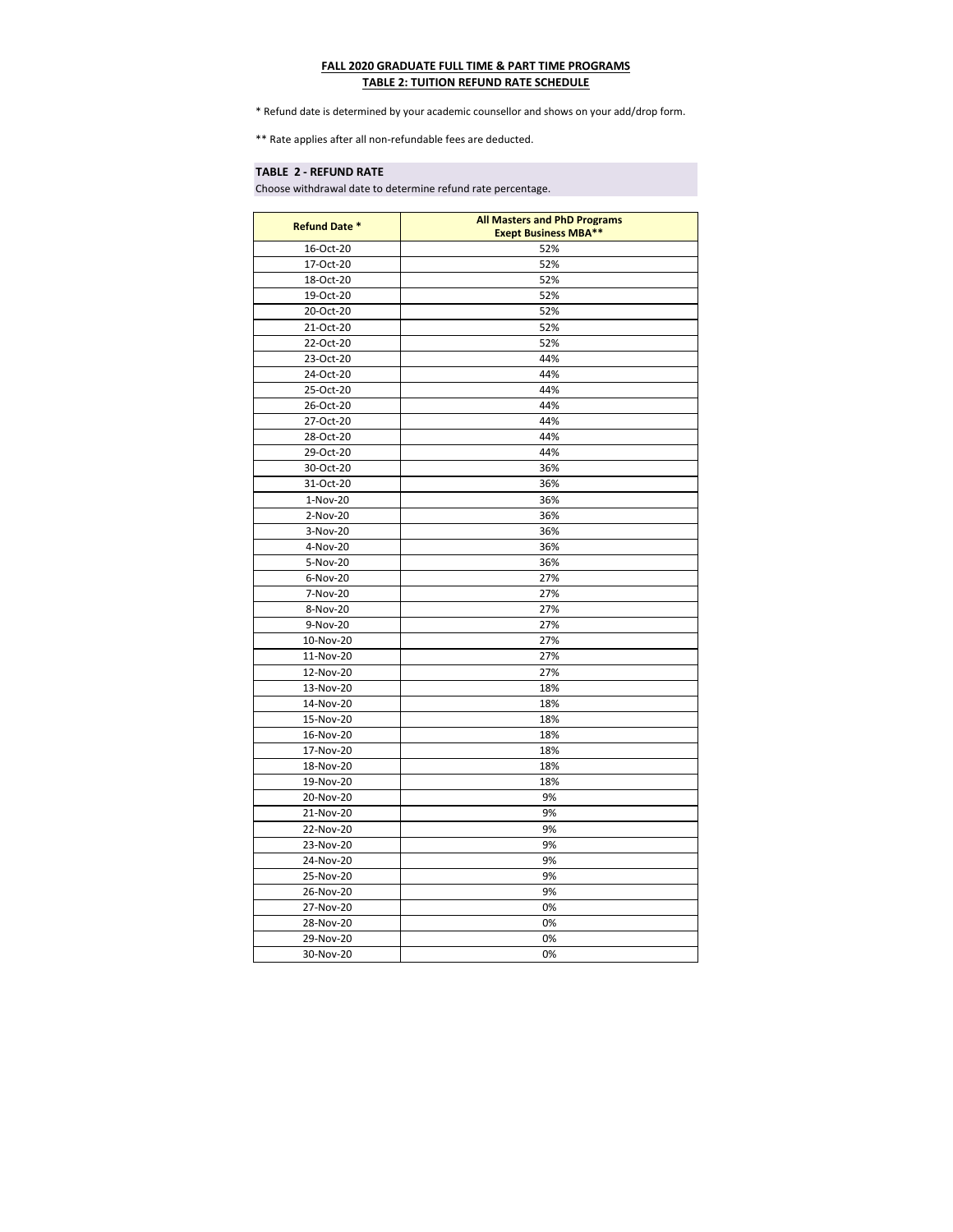**FALL 2020 GRADUATE FULL TIME & PART TIME PROGRAMS**
**TABLE 2: TUITION REFUND RATE SCHEDULE**

* Refund date is determined by your academic counsellor and shows on your add/drop form.

** Rate applies after all non-refundable fees are deducted.

**TABLE 2 - REFUND RATE**

Choose withdrawal date to determine refund rate percentage.

| Refund Date * | All Masters and PhD Programs Exept Business MBA** |
|---|---|
| 16-Oct-20 | 52% |
| 17-Oct-20 | 52% |
| 18-Oct-20 | 52% |
| 19-Oct-20 | 52% |
| 20-Oct-20 | 52% |
| 21-Oct-20 | 52% |
| 22-Oct-20 | 52% |
| 23-Oct-20 | 44% |
| 24-Oct-20 | 44% |
| 25-Oct-20 | 44% |
| 26-Oct-20 | 44% |
| 27-Oct-20 | 44% |
| 28-Oct-20 | 44% |
| 29-Oct-20 | 44% |
| 30-Oct-20 | 36% |
| 31-Oct-20 | 36% |
| 1-Nov-20 | 36% |
| 2-Nov-20 | 36% |
| 3-Nov-20 | 36% |
| 4-Nov-20 | 36% |
| 5-Nov-20 | 36% |
| 6-Nov-20 | 27% |
| 7-Nov-20 | 27% |
| 8-Nov-20 | 27% |
| 9-Nov-20 | 27% |
| 10-Nov-20 | 27% |
| 11-Nov-20 | 27% |
| 12-Nov-20 | 27% |
| 13-Nov-20 | 18% |
| 14-Nov-20 | 18% |
| 15-Nov-20 | 18% |
| 16-Nov-20 | 18% |
| 17-Nov-20 | 18% |
| 18-Nov-20 | 18% |
| 19-Nov-20 | 18% |
| 20-Nov-20 | 9% |
| 21-Nov-20 | 9% |
| 22-Nov-20 | 9% |
| 23-Nov-20 | 9% |
| 24-Nov-20 | 9% |
| 25-Nov-20 | 9% |
| 26-Nov-20 | 9% |
| 27-Nov-20 | 0% |
| 28-Nov-20 | 0% |
| 29-Nov-20 | 0% |
| 30-Nov-20 | 0% |